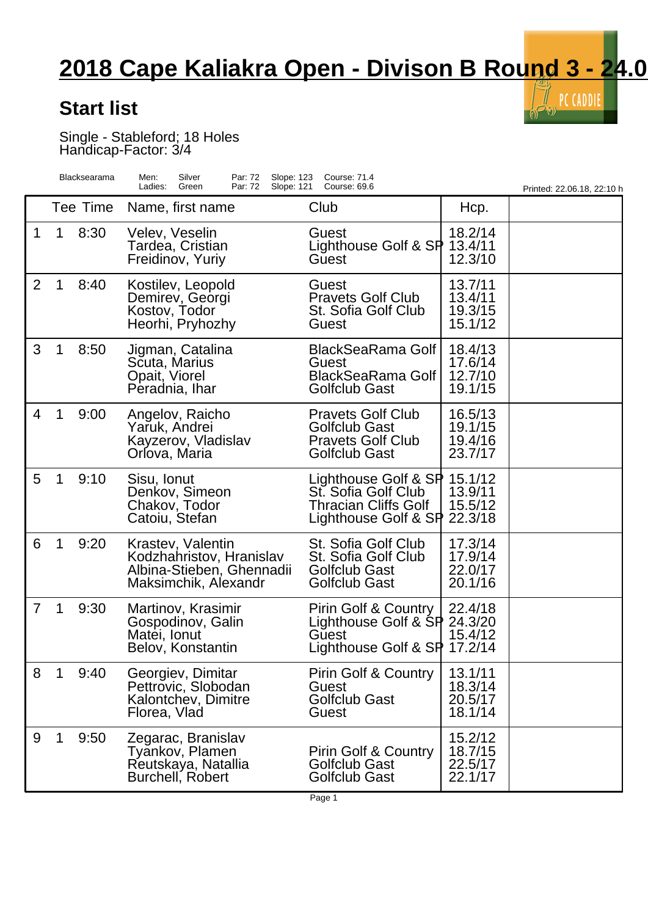# 2018 Cape Kaliakra Open - Divison B Round 3 - 24.0

## Start list

Single - Stableford; 18 Holes
Handicap-Factor: 3/4

| Blacksearama | | | | | |
|---|---|---|---|---|---|
| Men: | Silver | Par: 72 | Slope: 123 | Course: 71.4 | |
| Ladies: | Green | Par: 72 | Slope: 121 | Course: 69.6 | Printed: 22.06.18, 22:10 h |

| | Tee | Time | Name, first name | Club | Hcp. | |
|---|---|---|---|---|---|---|
| 1 | 1 | 8:30 | Velev, Veselin<br>Tardea, Cristian<br>Freidinov, Yuriy | Guest<br>Lighthouse Golf & SP<br>Guest | 18.2/14<br>13.4/11<br>12.3/10 | |
| 2 | 1 | 8:40 | Kostilev, Leopold<br>Demirev, Georgi<br>Kostov, Todor<br>Heorhi, Pryhozhy | Guest<br>Pravets Golf Club<br>St. Sofia Golf Club<br>Guest | 13.7/11<br>13.4/11<br>19.3/15<br>15.1/12 | |
| 3 | 1 | 8:50 | Jigman, Catalina<br>Scuta, Marius<br>Opait, Viorel<br>Peradnia, Ihar | BlackSeaRama Golf<br>Guest<br>BlackSeaRama Golf<br>Golfclub Gast | 18.4/13<br>17.6/14<br>12.7/10<br>19.1/15 | |
| 4 | 1 | 9:00 | Angelov, Raicho<br>Yaruk, Andrei<br>Kayzerov, Vladislav<br>Orlova, Maria | Pravets Golf Club<br>Golfclub Gast<br>Pravets Golf Club<br>Golfclub Gast | 16.5/13<br>19.1/15<br>19.4/16<br>23.7/17 | |
| 5 | 1 | 9:10 | Sisu, Ionut<br>Denkov, Simeon<br>Chakov, Todor<br>Catoiu, Stefan | Lighthouse Golf & SP<br>St. Sofia Golf Club<br>Thracian Cliffs Golf<br>Lighthouse Golf & SP | 15.1/12<br>13.9/11<br>15.5/12<br>22.3/18 | |
| 6 | 1 | 9:20 | Krastev, Valentin<br>Kodzhahristov, Hranislav<br>Albina-Stieben, Ghennadii<br>Maksimchik, Alexandr | St. Sofia Golf Club<br>St. Sofia Golf Club<br>Golfclub Gast<br>Golfclub Gast | 17.3/14<br>17.9/14<br>22.0/17<br>20.1/16 | |
| 7 | 1 | 9:30 | Martinov, Krasimir<br>Gospodinov, Galin<br>Matei, Ionut<br>Belov, Konstantin | Pirin Golf & Country<br>Lighthouse Golf & SP<br>Guest<br>Lighthouse Golf & SP | 22.4/18<br>24.3/20<br>15.4/12<br>17.2/14 | |
| 8 | 1 | 9:40 | Georgiev, Dimitar<br>Pettrovic, Slobodan<br>Kalontchev, Dimitre<br>Florea, Vlad | Pirin Golf & Country<br>Guest<br>Golfclub Gast<br>Guest | 13.1/11<br>18.3/14<br>20.5/17<br>18.1/14 | |
| 9 | 1 | 9:50 | Zegarac, Branislav<br>Tyankov, Plamen<br>Reutskaya, Natallia<br>Burchell, Robert | <br>Pirin Golf & Country<br>Golfclub Gast<br>Golfclub Gast | 15.2/12<br>18.7/15<br>22.5/17<br>22.1/17 | |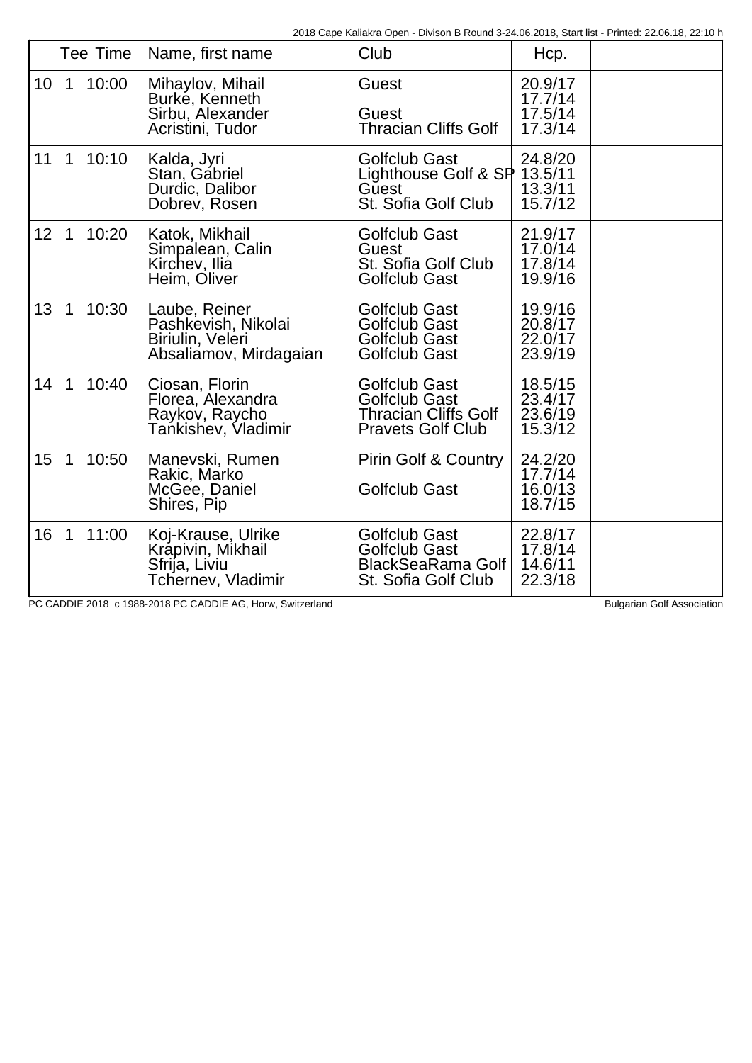| | | Tee Time | Name, first name | Club | Hcp. | |
|---|---|---|---|---|---|---|
| 10 | 1 | 10:00 | Mihaylov, Mihail | Guest | 20.9/17 | |
| | | | Burke, Kenneth | | 17.7/14 | |
| | | | Sirbu, Alexander | Guest | 17.5/14 | |
| | | | Acristini, Tudor | Thracian Cliffs Golf | 17.3/14 | |
| 11 | 1 | 10:10 | Kalda, Jyri | Golfclub Gast | 24.8/20 | |
| | | | Stan, Gabriel | Lighthouse Golf & SP | 13.5/11 | |
| | | | Durdic, Dalibor | Guest | 13.3/11 | |
| | | | Dobrev, Rosen | St. Sofia Golf Club | 15.7/12 | |
| 12 | 1 | 10:20 | Katok, Mikhail | Golfclub Gast | 21.9/17 | |
| | | | Simpalean, Calin | Guest | 17.0/14 | |
| | | | Kirchev, Ilia | St. Sofia Golf Club | 17.8/14 | |
| | | | Heim, Oliver | Golfclub Gast | 19.9/16 | |
| 13 | 1 | 10:30 | Laube, Reiner | Golfclub Gast | 19.9/16 | |
| | | | Pashkevish, Nikolai | Golfclub Gast | 20.8/17 | |
| | | | Biriulin, Veleri | Golfclub Gast | 22.0/17 | |
| | | | Absaliamov, Mirdagaian | Golfclub Gast | 23.9/19 | |
| 14 | 1 | 10:40 | Ciosan, Florin | Golfclub Gast | 18.5/15 | |
| | | | Florea, Alexandra | Golfclub Gast | 23.4/17 | |
| | | | Raykov, Raycho | Thracian Cliffs Golf | 23.6/19 | |
| | | | Tankishev, Vladimir | Pravets Golf Club | 15.3/12 | |
| 15 | 1 | 10:50 | Manevski, Rumen | Pirin Golf & Country | 24.2/20 | |
| | | | Rakic, Marko | | 17.7/14 | |
| | | | McGee, Daniel | Golfclub Gast | 16.0/13 | |
| | | | Shires, Pip | | 18.7/15 | |
| 16 | 1 | 11:00 | Koj-Krause, Ulrike | Golfclub Gast | 22.8/17 | |
| | | | Krapivin, Mikhail | Golfclub Gast | 17.8/14 | |
| | | | Sfrija, Liviu | BlackSeaRama Golf | 14.6/11 | |
| | | | Tchernev, Vladimir | St. Sofia Golf Club | 22.3/18 | |